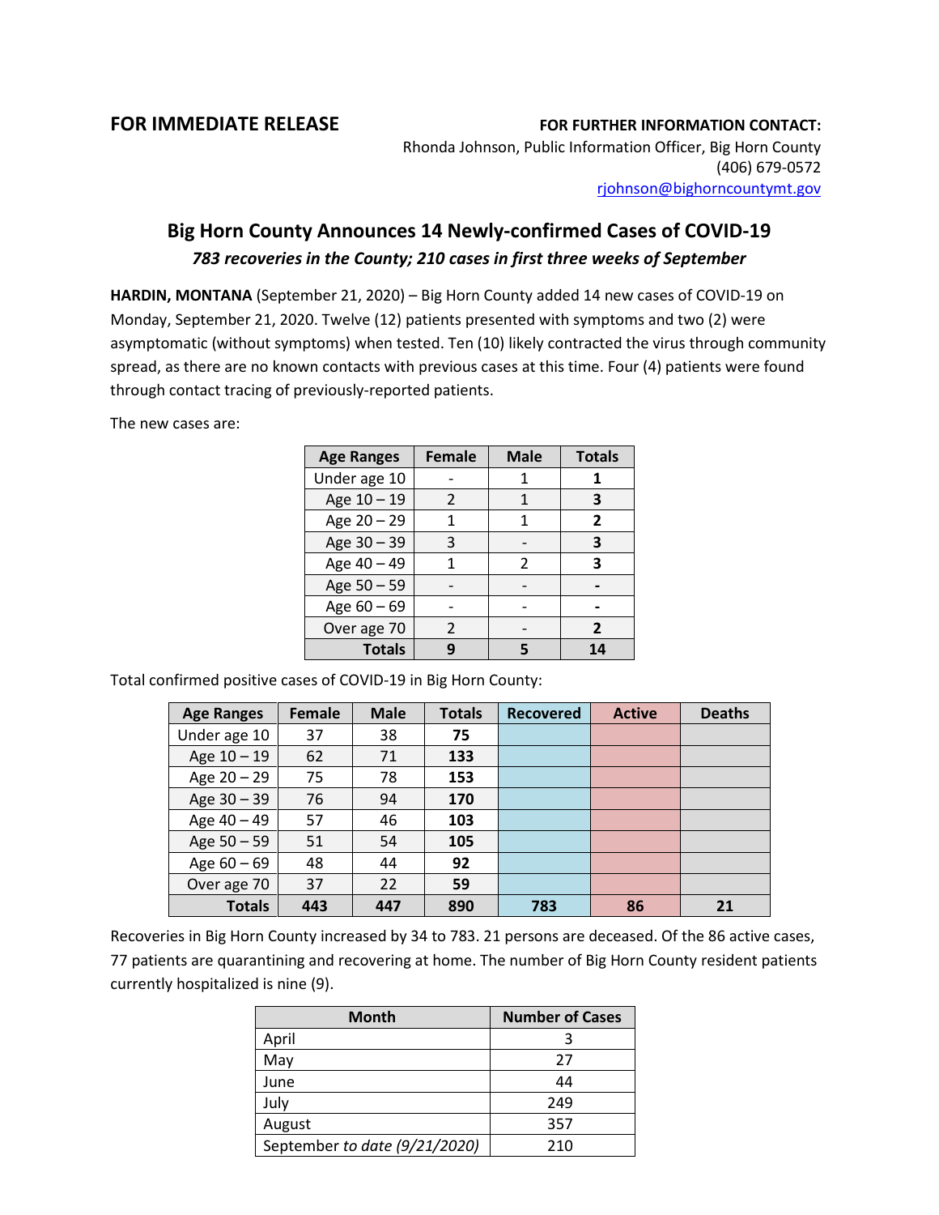**FOR IMMEDIATE RELEASE**

**FOR FURTHER INFORMATION CONTACT:**
Rhonda Johnson, Public Information Officer, Big Horn County
(406) 679-0572
rjohnson@bighorncountymt.gov

# Big Horn County Announces 14 Newly-confirmed Cases of COVID-19

***783 recoveries in the County; 210 cases in first three weeks of September***

**HARDIN, MONTANA** (September 21, 2020) – Big Horn County added 14 new cases of COVID-19 on Monday, September 21, 2020. Twelve (12) patients presented with symptoms and two (2) were asymptomatic (without symptoms) when tested. Ten (10) likely contracted the virus through community spread, as there are no known contacts with previous cases at this time. Four (4) patients were found through contact tracing of previously-reported patients.

The new cases are:

| Age Ranges | Female | Male | Totals |
|---|---|---|---|
| Under age 10 | - | 1 | **1** |
| Age 10 – 19 | 2 | 1 | **3** |
| Age 20 – 29 | 1 | 1 | **2** |
| Age 30 – 39 | 3 | - | **3** |
| Age 40 – 49 | 1 | 2 | **3** |
| Age 50 – 59 | - | - | **-** |
| Age 60 – 69 | - | - | **-** |
| Over age 70 | 2 | - | **2** |
| **Totals** | **9** | **5** | **14** |

Total confirmed positive cases of COVID-19 in Big Horn County:

| Age Ranges | Female | Male | Totals | Recovered | Active | Deaths |
|---|---|---|---|---|---|---|
| Under age 10 | 37 | 38 | **75** | | | |
| Age 10 – 19 | 62 | 71 | **133** | | | |
| Age 20 – 29 | 75 | 78 | **153** | | | |
| Age 30 – 39 | 76 | 94 | **170** | | | |
| Age 40 – 49 | 57 | 46 | **103** | | | |
| Age 50 – 59 | 51 | 54 | **105** | | | |
| Age 60 – 69 | 48 | 44 | **92** | | | |
| Over age 70 | 37 | 22 | **59** | | | |
| **Totals** | **443** | **447** | **890** | **783** | **86** | **21** |

Recoveries in Big Horn County increased by 34 to 783. 21 persons are deceased. Of the 86 active cases, 77 patients are quarantining and recovering at home. The number of Big Horn County resident patients currently hospitalized is nine (9).

| Month | Number of Cases |
|---|---|
| April | 3 |
| May | 27 |
| June | 44 |
| July | 249 |
| August | 357 |
| September *to date (9/21/2020)* | 210 |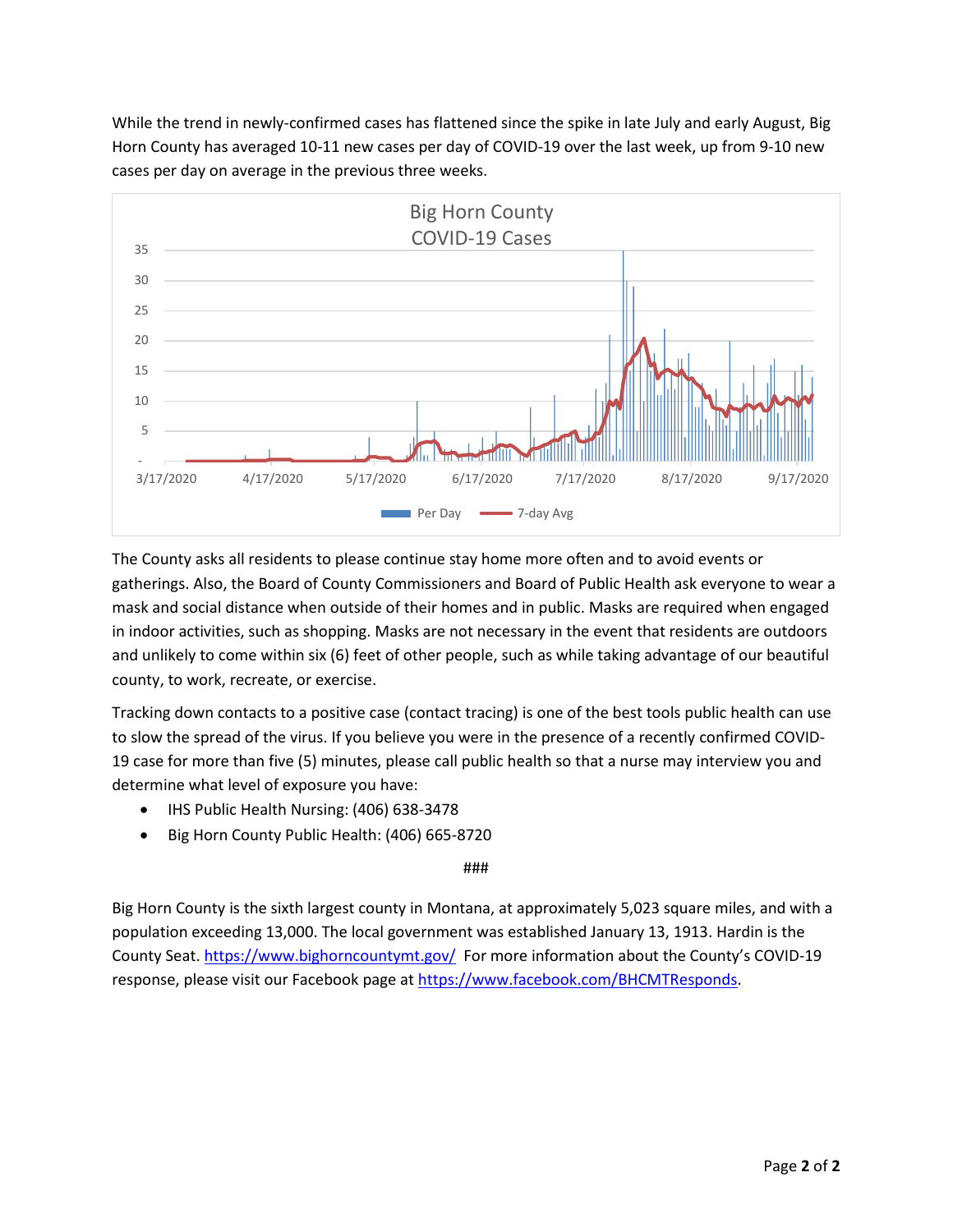While the trend in newly-confirmed cases has flattened since the spike in late July and early August, Big Horn County has averaged 10-11 new cases per day of COVID-19 over the last week, up from 9-10 new cases per day on average in the previous three weeks.

Big Horn County
COVID-19 Cases

35
30
25
20
15
10
5
-

3/17/2020 4/17/2020 5/17/2020 6/17/2020 7/17/2020 8/17/2020 9/17/2020

Per Day
7-day Avg

The County asks all residents to please continue stay home more often and to avoid events or gatherings. Also, the Board of County Commissioners and Board of Public Health ask everyone to wear a mask and social distance when outside of their homes and in public. Masks are required when engaged in indoor activities, such as shopping. Masks are not necessary in the event that residents are outdoors and unlikely to come within six (6) feet of other people, such as while taking advantage of our beautiful county, to work, recreate, or exercise.

Tracking down contacts to a positive case (contact tracing) is one of the best tools public health can use to slow the spread of the virus. If you believe you were in the presence of a recently confirmed COVID-19 case for more than five (5) minutes, please call public health so that a nurse may interview you and determine what level of exposure you have:

- IHS Public Health Nursing: (406) 638-3478
- Big Horn County Public Health: (406) 665-8720

###

Big Horn County is the sixth largest county in Montana, at approximately 5,023 square miles, and with a population exceeding 13,000. The local government was established January 13, 1913. Hardin is the County Seat. https://www.bighorncountymt.gov/ For more information about the County's COVID-19 response, please visit our Facebook page at https://www.facebook.com/BHCMTResponds.